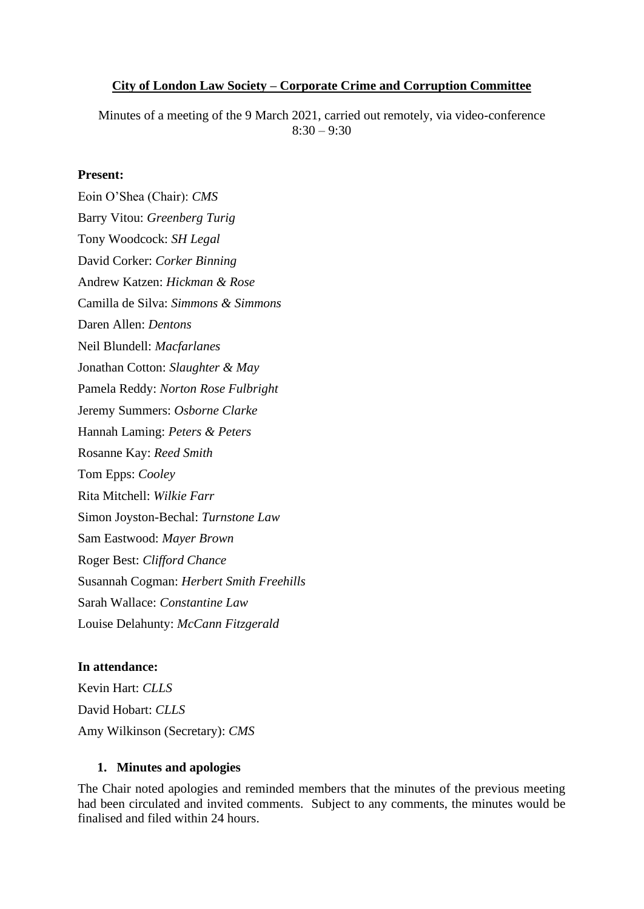**City of London Law Society – Corporate Crime and Corruption Committee**

Minutes of a meeting of the 9 March 2021, carried out remotely, via video-conference
8:30 – 9:30

**Present:**

Eoin O'Shea (Chair): *CMS*

Barry Vitou: *Greenberg Turig*

Tony Woodcock: *SH Legal*

David Corker: *Corker Binning*

Andrew Katzen: *Hickman & Rose*

Camilla de Silva: *Simmons & Simmons*

Daren Allen: *Dentons*

Neil Blundell: *Macfarlanes*

Jonathan Cotton: *Slaughter & May*

Pamela Reddy: *Norton Rose Fulbright*

Jeremy Summers: *Osborne Clarke*

Hannah Laming: *Peters & Peters*

Rosanne Kay: *Reed Smith*

Tom Epps: *Cooley*

Rita Mitchell: *Wilkie Farr*

Simon Joyston-Bechal: *Turnstone Law*

Sam Eastwood: *Mayer Brown*

Roger Best: *Clifford Chance*

Susannah Cogman: *Herbert Smith Freehills*

Sarah Wallace: *Constantine Law*

Louise Delahunty: *McCann Fitzgerald*

**In attendance:**

Kevin Hart: *CLLS*

David Hobart: *CLLS*

Amy Wilkinson (Secretary): *CMS*

1. **Minutes and apologies**

The Chair noted apologies and reminded members that the minutes of the previous meeting had been circulated and invited comments. Subject to any comments, the minutes would be finalised and filed within 24 hours.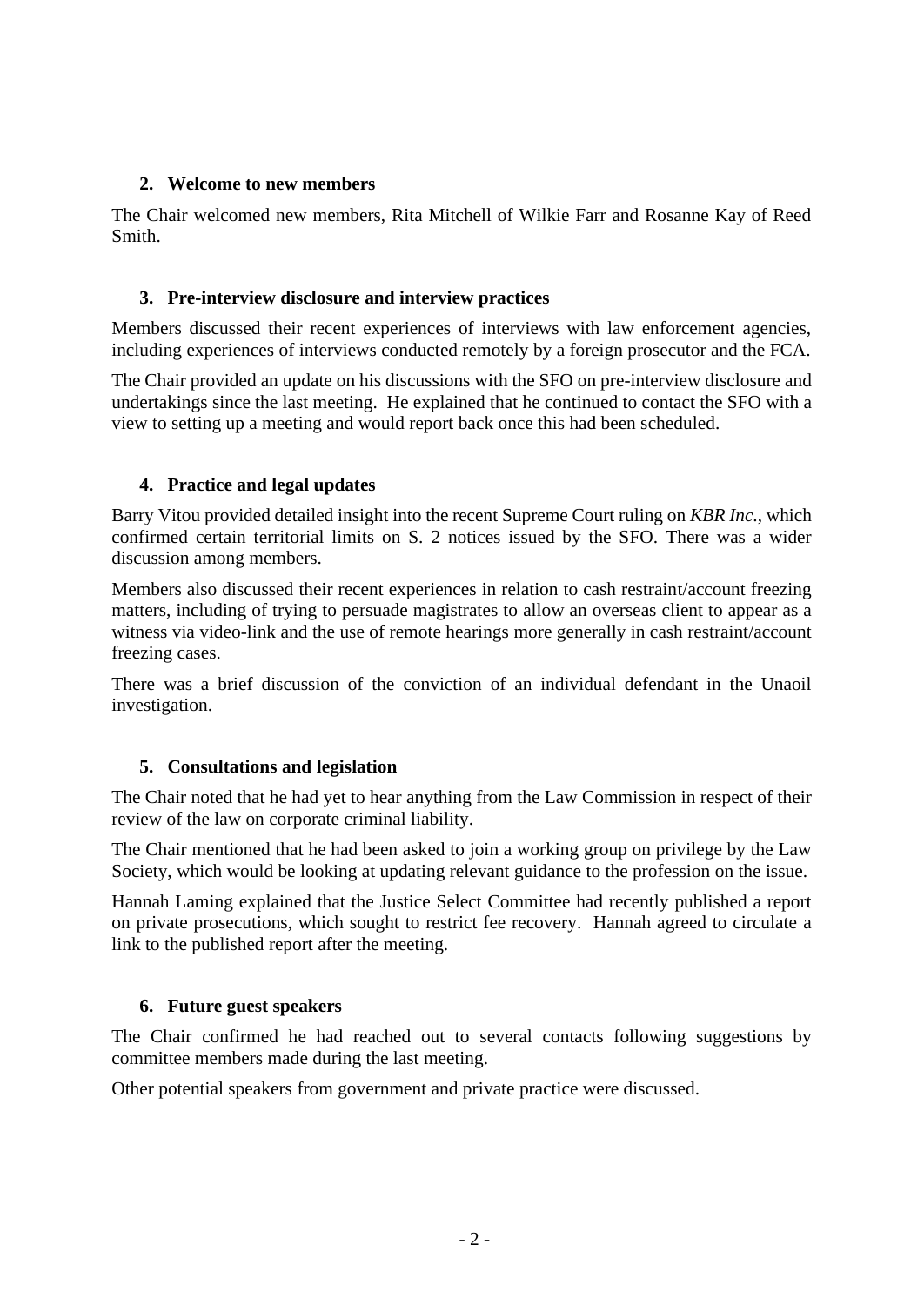## 2. Welcome to new members

The Chair welcomed new members, Rita Mitchell of Wilkie Farr and Rosanne Kay of Reed Smith.

## 3. Pre-interview disclosure and interview practices

Members discussed their recent experiences of interviews with law enforcement agencies, including experiences of interviews conducted remotely by a foreign prosecutor and the FCA.

The Chair provided an update on his discussions with the SFO on pre-interview disclosure and undertakings since the last meeting. He explained that he continued to contact the SFO with a view to setting up a meeting and would report back once this had been scheduled.

## 4. Practice and legal updates

Barry Vitou provided detailed insight into the recent Supreme Court ruling on *KBR Inc.*, which confirmed certain territorial limits on S. 2 notices issued by the SFO. There was a wider discussion among members.

Members also discussed their recent experiences in relation to cash restraint/account freezing matters, including of trying to persuade magistrates to allow an overseas client to appear as a witness via video-link and the use of remote hearings more generally in cash restraint/account freezing cases.

There was a brief discussion of the conviction of an individual defendant in the Unaoil investigation.

## 5. Consultations and legislation

The Chair noted that he had yet to hear anything from the Law Commission in respect of their review of the law on corporate criminal liability.

The Chair mentioned that he had been asked to join a working group on privilege by the Law Society, which would be looking at updating relevant guidance to the profession on the issue.

Hannah Laming explained that the Justice Select Committee had recently published a report on private prosecutions, which sought to restrict fee recovery. Hannah agreed to circulate a link to the published report after the meeting.

## 6. Future guest speakers

The Chair confirmed he had reached out to several contacts following suggestions by committee members made during the last meeting.

Other potential speakers from government and private practice were discussed.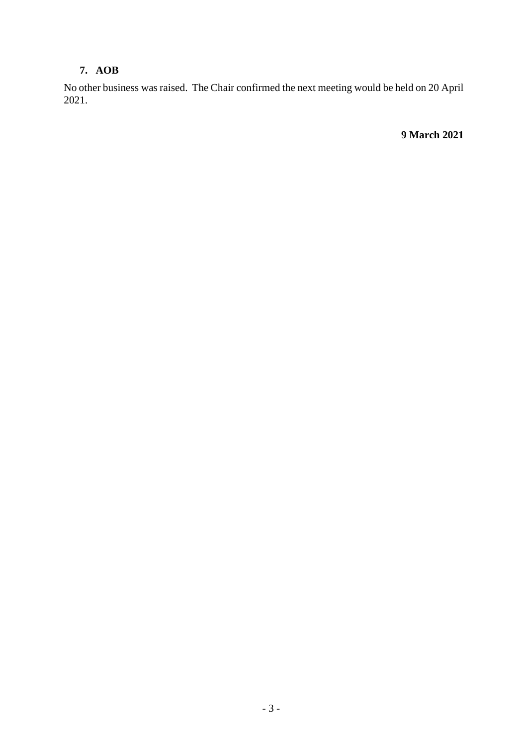## 7. AOB

No other business was raised. The Chair confirmed the next meeting would be held on 20 April 2021.

**9 March 2021**